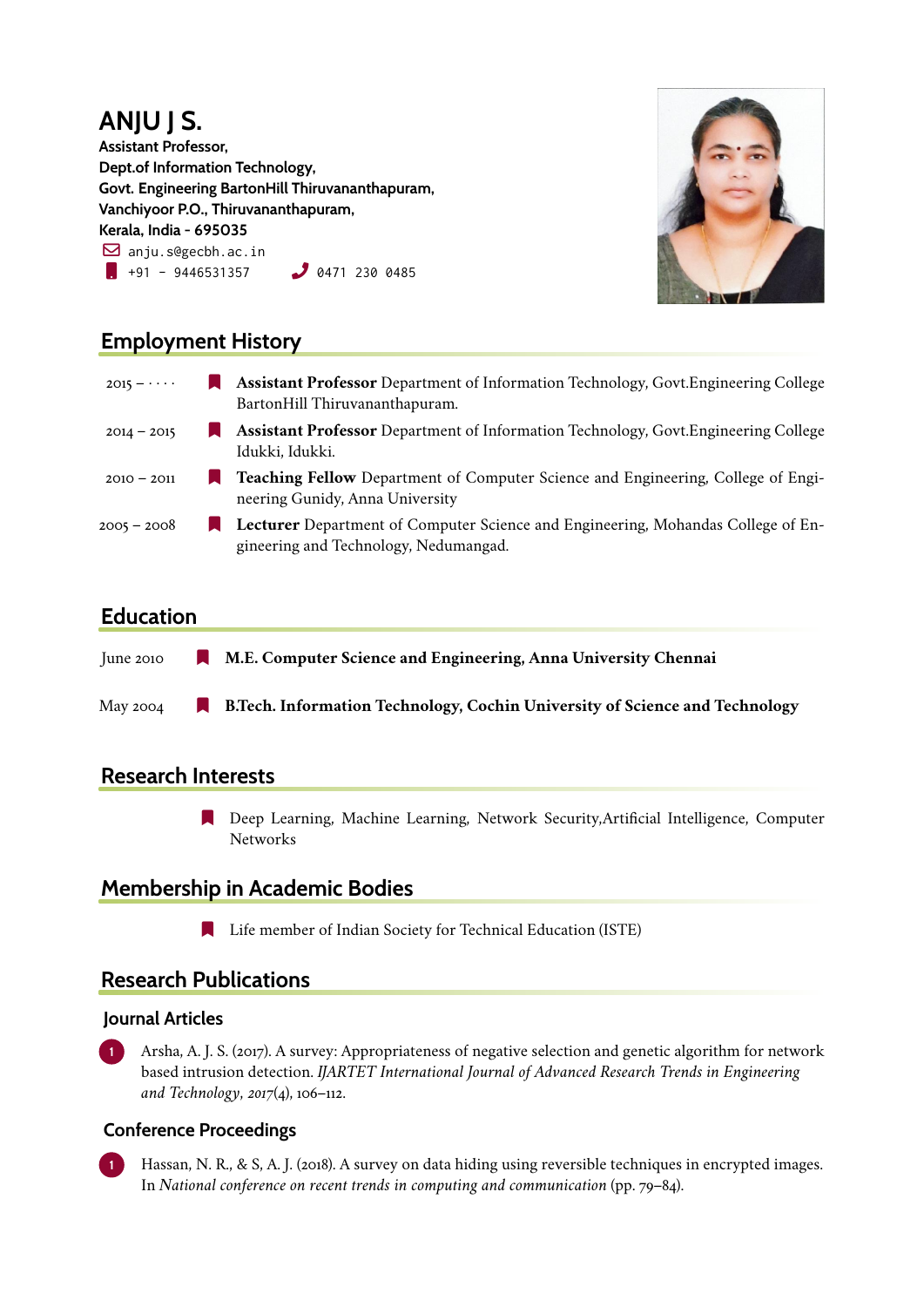# ANJU J S.

**Assistant Professor,**
**Dept.of Information Technology,**
**Govt. Engineering BartonHill Thiruvananthapuram,**
**Vanchiyoor P.O., Thiruvananthapuram,**
**Kerala, India - 695035**

anju.s@gecbh.ac.in
+91 - 9446531357    0471 230 0485

## Employment History

- 2015 – · · · · **Assistant Professor** Department of Information Technology, Govt.Engineering College BartonHill Thiruvananthapuram.
- 2014 – 2015 **Assistant Professor** Department of Information Technology, Govt.Engineering College Idukki, Idukki.
- 2010 – 2011 **Teaching Fellow** Department of Computer Science and Engineering, College of Engineering Gunidy, Anna University
- 2005 – 2008 **Lecturer** Department of Computer Science and Engineering, Mohandas College of Engineering and Technology, Nedumangad.

## Education

- June 2010 **M.E. Computer Science and Engineering, Anna University Chennai**
- May 2004 **B.Tech. Information Technology, Cochin University of Science and Technology**

## Research Interests

- Deep Learning, Machine Learning, Network Security,Artificial Intelligence, Computer Networks

## Membership in Academic Bodies

- Life member of Indian Society for Technical Education (ISTE)

## Research Publications

### Journal Articles

1. Arsha, A. J. S. (2017). A survey: Appropriateness of negative selection and genetic algorithm for network based intrusion detection. *IJARTET International Journal of Advanced Research Trends in Engineering and Technology*, *2017*(4), 106–112.

### Conference Proceedings

1. Hassan, N. R., & S, A. J. (2018). A survey on data hiding using reversible techniques in encrypted images. In *National conference on recent trends in computing and communication* (pp. 79–84).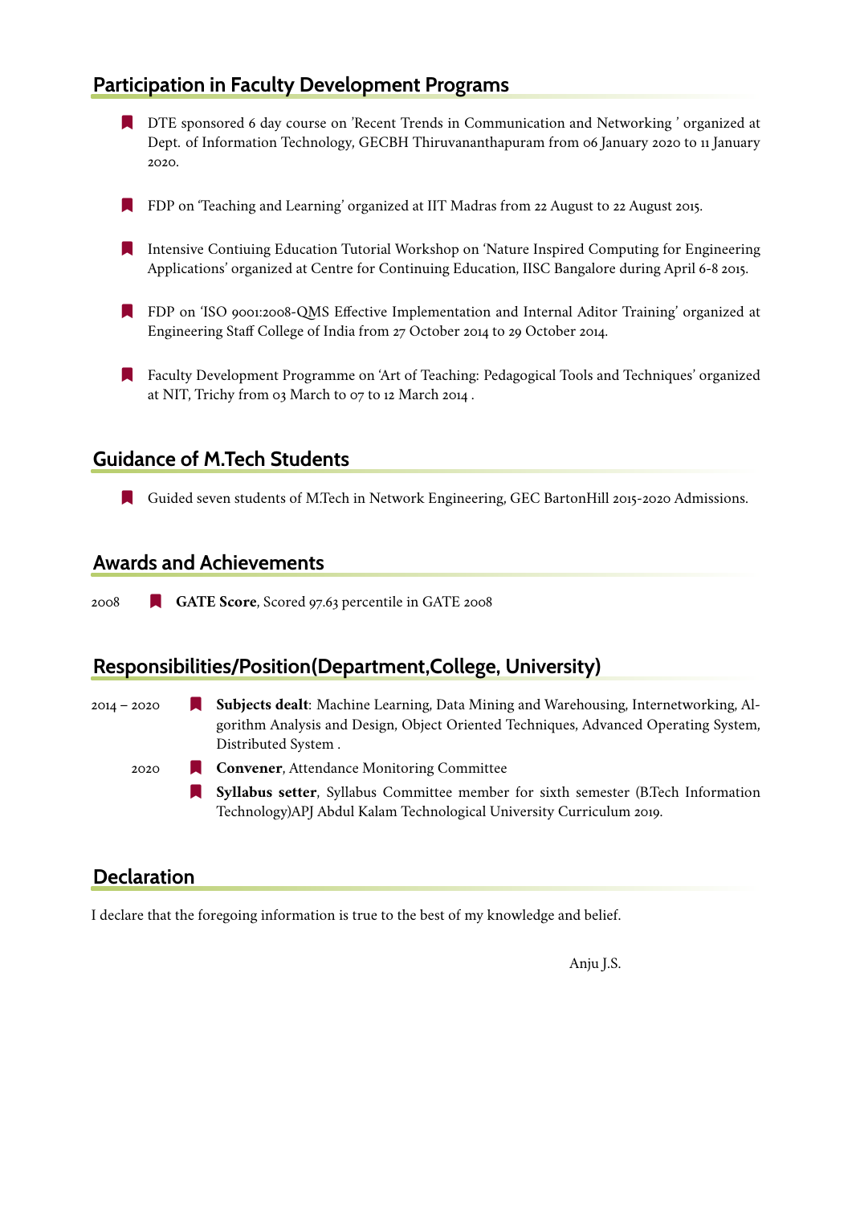## Participation in Faculty Development Programs

- DTE sponsored 6 day course on 'Recent Trends in Communication and Networking ' organized at Dept. of Information Technology, GECBH Thiruvananthapuram from 06 January 2020 to 11 January 2020.
- FDP on 'Teaching and Learning' organized at IIT Madras from 22 August to 22 August 2015.
- Intensive Contiuing Education Tutorial Workshop on 'Nature Inspired Computing for Engineering Applications' organized at Centre for Continuing Education, IISC Bangalore during April 6-8 2015.
- FDP on 'ISO 9001:2008-QMS Effective Implementation and Internal Aditor Training' organized at Engineering Staff College of India from 27 October 2014 to 29 October 2014.
- Faculty Development Programme on 'Art of Teaching: Pedagogical Tools and Techniques' organized at NIT, Trichy from 03 March to 07 to 12 March 2014 .

## Guidance of M.Tech Students

- Guided seven students of M.Tech in Network Engineering, GEC BartonHill 2015-2020 Admissions.

## Awards and Achievements

2008 — **GATE Score**, Scored 97.63 percentile in GATE 2008

## Responsibilities/Position(Department,College, University)

2014 – 2020 — **Subjects dealt**: Machine Learning, Data Mining and Warehousing, Internetworking, Algorithm Analysis and Design, Object Oriented Techniques, Advanced Operating System, Distributed System .

2020 — **Convener**, Attendance Monitoring Committee

**Syllabus setter**, Syllabus Committee member for sixth semester (B.Tech Information Technology)APJ Abdul Kalam Technological University Curriculum 2019.

## Declaration

I declare that the foregoing information is true to the best of my knowledge and belief.

Anju J.S.